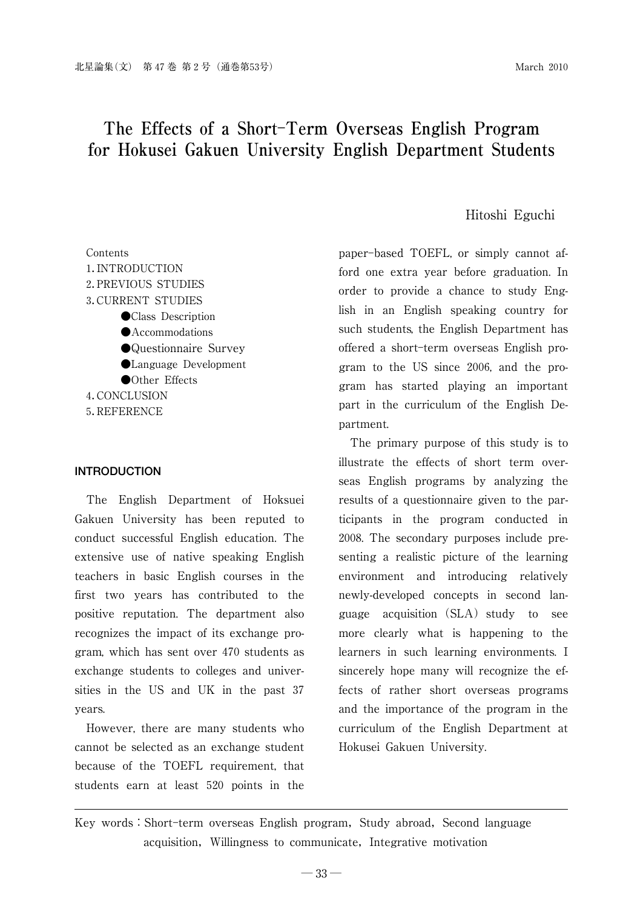# The Effects of a Short-Term Overseas English Program for Hokusei Gakuen University English Department Students

Hitoshi Eguchi

Contents
1. INTRODUCTION
2. PREVIOUS STUDIES
3. CURRENT STUDIES
   - Class Description
   - Accommodations
   - Questionnaire Survey
   - Language Development
   - Other Effects
4. CONCLUSION
5. REFERENCE

## INTRODUCTION

The English Department of Hoksuei Gakuen University has been reputed to conduct successful English education. The extensive use of native speaking English teachers in basic English courses in the first two years has contributed to the positive reputation. The department also recognizes the impact of its exchange program, which has sent over 470 students as exchange students to colleges and universities in the US and UK in the past 37 years.

However, there are many students who cannot be selected as an exchange student because of the TOEFL requirement, that students earn at least 520 points in the paper-based TOEFL, or simply cannot afford one extra year before graduation. In order to provide a chance to study English in an English speaking country for such students, the English Department has offered a short-term overseas English program to the US since 2006, and the program has started playing an important part in the curriculum of the English Department.

The primary purpose of this study is to illustrate the effects of short term overseas English programs by analyzing the results of a questionnaire given to the participants in the program conducted in 2008. The secondary purposes include presenting a realistic picture of the learning environment and introducing relatively newly-developed concepts in second language acquisition (SLA) study to see more clearly what is happening to the learners in such learning environments. I sincerely hope many will recognize the effects of rather short overseas programs and the importance of the program in the curriculum of the English Department at Hokusei Gakuen University.

Key words : Short-term overseas English program, Study abroad, Second language acquisition, Willingness to communicate, Integrative motivation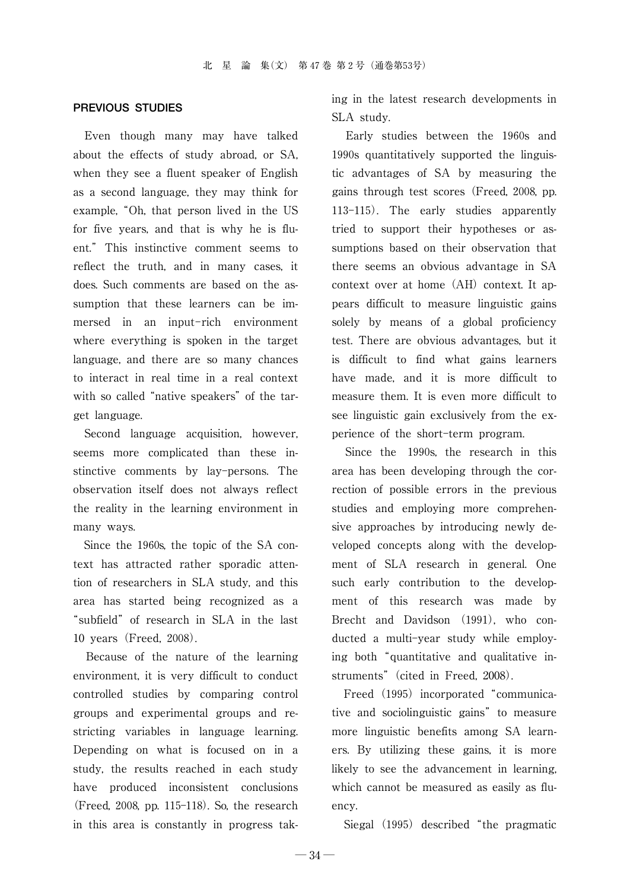## PREVIOUS STUDIES

Even though many may have talked about the effects of study abroad, or SA, when they see a fluent speaker of English as a second language, they may think for example, "Oh, that person lived in the US for five years, and that is why he is fluent." This instinctive comment seems to reflect the truth, and in many cases, it does. Such comments are based on the assumption that these learners can be immersed in an input-rich environment where everything is spoken in the target language, and there are so many chances to interact in real time in a real context with so called "native speakers" of the target language.

Second language acquisition, however, seems more complicated than these instinctive comments by lay-persons. The observation itself does not always reflect the reality in the learning environment in many ways.

Since the 1960s, the topic of the SA context has attracted rather sporadic attention of researchers in SLA study, and this area has started being recognized as a "subfield" of research in SLA in the last 10 years (Freed, 2008).

Because of the nature of the learning environment, it is very difficult to conduct controlled studies by comparing control groups and experimental groups and restricting variables in language learning. Depending on what is focused on in a study, the results reached in each study have produced inconsistent conclusions (Freed, 2008, pp. 115-118). So, the research in this area is constantly in progress taking in the latest research developments in SLA study.

Early studies between the 1960s and 1990s quantitatively supported the linguistic advantages of SA by measuring the gains through test scores (Freed, 2008, pp. 113-115). The early studies apparently tried to support their hypotheses or assumptions based on their observation that there seems an obvious advantage in SA context over at home (AH) context. It appears difficult to measure linguistic gains solely by means of a global proficiency test. There are obvious advantages, but it is difficult to find what gains learners have made, and it is more difficult to measure them. It is even more difficult to see linguistic gain exclusively from the experience of the short-term program.

Since the 1990s, the research in this area has been developing through the correction of possible errors in the previous studies and employing more comprehensive approaches by introducing newly developed concepts along with the development of SLA research in general. One such early contribution to the development of this research was made by Brecht and Davidson (1991), who conducted a multi-year study while employing both "quantitative and qualitative instruments" (cited in Freed, 2008).

Freed (1995) incorporated "communicative and sociolinguistic gains" to measure more linguistic benefits among SA learners. By utilizing these gains, it is more likely to see the advancement in learning, which cannot be measured as easily as fluency.

Siegal (1995) described "the pragmatic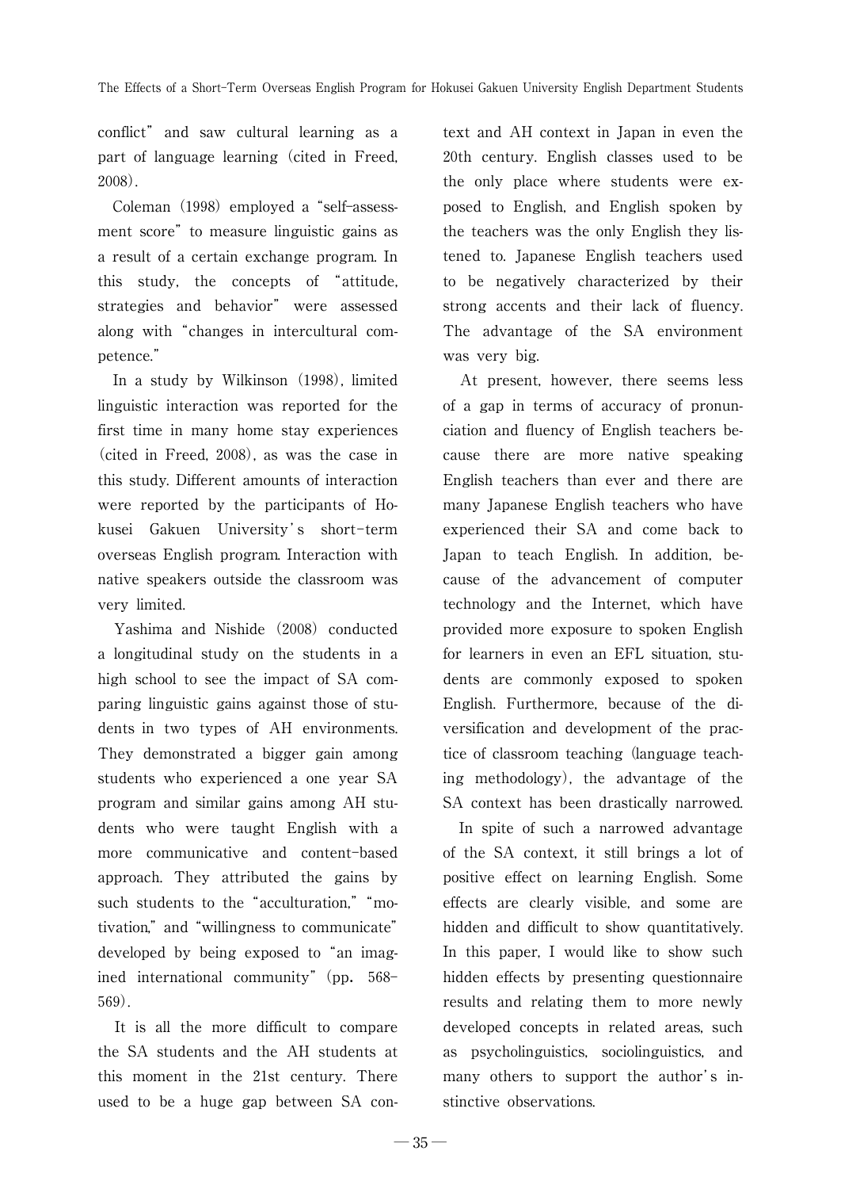conflict" and saw cultural learning as a part of language learning (cited in Freed, 2008).

Coleman (1998) employed a "self-assessment score" to measure linguistic gains as a result of a certain exchange program. In this study, the concepts of "attitude, strategies and behavior" were assessed along with "changes in intercultural competence."

In a study by Wilkinson (1998), limited linguistic interaction was reported for the first time in many home stay experiences (cited in Freed, 2008), as was the case in this study. Different amounts of interaction were reported by the participants of Hokusei Gakuen University's short-term overseas English program. Interaction with native speakers outside the classroom was very limited.

Yashima and Nishide (2008) conducted a longitudinal study on the students in a high school to see the impact of SA comparing linguistic gains against those of students in two types of AH environments. They demonstrated a bigger gain among students who experienced a one year SA program and similar gains among AH students who were taught English with a more communicative and content-based approach. They attributed the gains by such students to the "acculturation," "motivation," and "willingness to communicate" developed by being exposed to "an imagined international community" (pp. 568-569).

It is all the more difficult to compare the SA students and the AH students at this moment in the 21st century. There used to be a huge gap between SA context and AH context in Japan in even the 20th century. English classes used to be the only place where students were exposed to English, and English spoken by the teachers was the only English they listened to. Japanese English teachers used to be negatively characterized by their strong accents and their lack of fluency. The advantage of the SA environment was very big.

At present, however, there seems less of a gap in terms of accuracy of pronunciation and fluency of English teachers because there are more native speaking English teachers than ever and there are many Japanese English teachers who have experienced their SA and come back to Japan to teach English. In addition, because of the advancement of computer technology and the Internet, which have provided more exposure to spoken English for learners in even an EFL situation, students are commonly exposed to spoken English. Furthermore, because of the diversification and development of the practice of classroom teaching (language teaching methodology), the advantage of the SA context has been drastically narrowed.

In spite of such a narrowed advantage of the SA context, it still brings a lot of positive effect on learning English. Some effects are clearly visible, and some are hidden and difficult to show quantitatively. In this paper, I would like to show such hidden effects by presenting questionnaire results and relating them to more newly developed concepts in related areas, such as psycholinguistics, sociolinguistics, and many others to support the author's instinctive observations.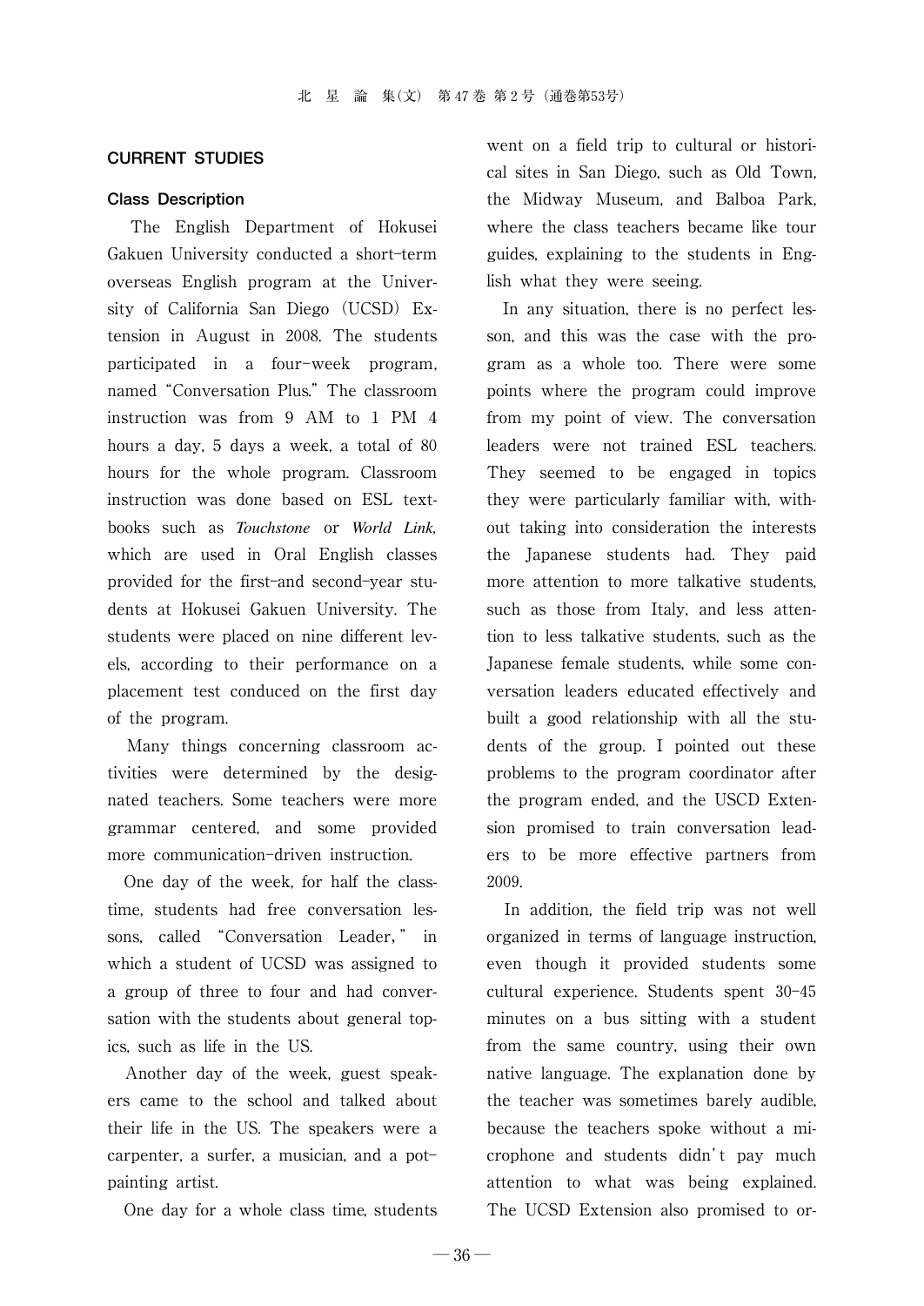## CURRENT STUDIES

### Class Description

The English Department of Hokusei Gakuen University conducted a short-term overseas English program at the University of California San Diego (UCSD) Extension in August in 2008. The students participated in a four-week program, named "Conversation Plus." The classroom instruction was from 9 AM to 1 PM 4 hours a day, 5 days a week, a total of 80 hours for the whole program. Classroom instruction was done based on ESL textbooks such as *Touchstone* or *World Link*, which are used in Oral English classes provided for the first-and second-year students at Hokusei Gakuen University. The students were placed on nine different levels, according to their performance on a placement test conduced on the first day of the program.

Many things concerning classroom activities were determined by the designated teachers. Some teachers were more grammar centered, and some provided more communication-driven instruction.

One day of the week, for half the classtime, students had free conversation lessons, called "Conversation Leader," in which a student of UCSD was assigned to a group of three to four and had conversation with the students about general topics, such as life in the US.

Another day of the week, guest speakers came to the school and talked about their life in the US. The speakers were a carpenter, a surfer, a musician, and a pot-painting artist.

One day for a whole class time, students went on a field trip to cultural or historical sites in San Diego, such as Old Town, the Midway Museum, and Balboa Park, where the class teachers became like tour guides, explaining to the students in English what they were seeing.

In any situation, there is no perfect lesson, and this was the case with the program as a whole too. There were some points where the program could improve from my point of view. The conversation leaders were not trained ESL teachers. They seemed to be engaged in topics they were particularly familiar with, without taking into consideration the interests the Japanese students had. They paid more attention to more talkative students, such as those from Italy, and less attention to less talkative students, such as the Japanese female students, while some conversation leaders educated effectively and built a good relationship with all the students of the group. I pointed out these problems to the program coordinator after the program ended, and the USCD Extension promised to train conversation leaders to be more effective partners from 2009.

In addition, the field trip was not well organized in terms of language instruction, even though it provided students some cultural experience. Students spent 30-45 minutes on a bus sitting with a student from the same country, using their own native language. The explanation done by the teacher was sometimes barely audible, because the teachers spoke without a microphone and students didn't pay much attention to what was being explained. The UCSD Extension also promised to or-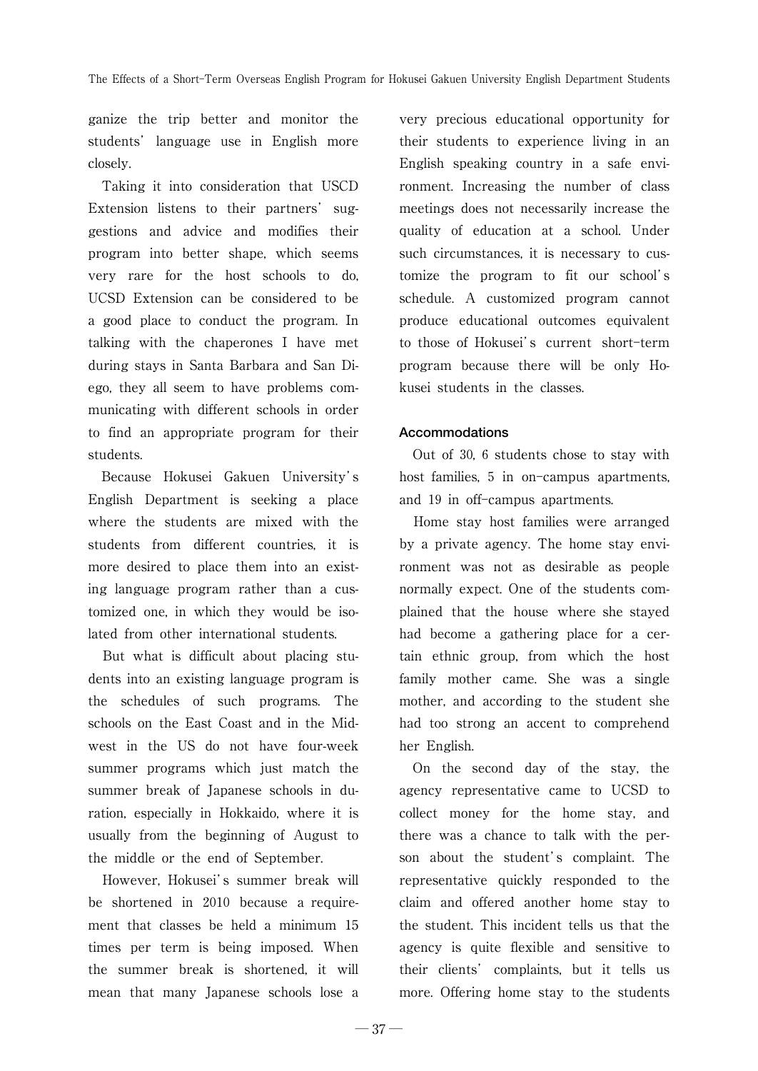ganize the trip better and monitor the students' language use in English more closely.

Taking it into consideration that USCD Extension listens to their partners' suggestions and advice and modifies their program into better shape, which seems very rare for the host schools to do, UCSD Extension can be considered to be a good place to conduct the program. In talking with the chaperones I have met during stays in Santa Barbara and San Diego, they all seem to have problems communicating with different schools in order to find an appropriate program for their students.

Because Hokusei Gakuen University's English Department is seeking a place where the students are mixed with the students from different countries, it is more desired to place them into an existing language program rather than a customized one, in which they would be isolated from other international students.

But what is difficult about placing students into an existing language program is the schedules of such programs. The schools on the East Coast and in the Midwest in the US do not have four-week summer programs which just match the summer break of Japanese schools in duration, especially in Hokkaido, where it is usually from the beginning of August to the middle or the end of September.

However, Hokusei's summer break will be shortened in 2010 because a requirement that classes be held a minimum 15 times per term is being imposed. When the summer break is shortened, it will mean that many Japanese schools lose a very precious educational opportunity for their students to experience living in an English speaking country in a safe environment. Increasing the number of class meetings does not necessarily increase the quality of education at a school. Under such circumstances, it is necessary to customize the program to fit our school's schedule. A customized program cannot produce educational outcomes equivalent to those of Hokusei's current short-term program because there will be only Hokusei students in the classes.

#### Accommodations

Out of 30, 6 students chose to stay with host families, 5 in on-campus apartments, and 19 in off-campus apartments.

Home stay host families were arranged by a private agency. The home stay environment was not as desirable as people normally expect. One of the students complained that the house where she stayed had become a gathering place for a certain ethnic group, from which the host family mother came. She was a single mother, and according to the student she had too strong an accent to comprehend her English.

On the second day of the stay, the agency representative came to UCSD to collect money for the home stay, and there was a chance to talk with the person about the student's complaint. The representative quickly responded to the claim and offered another home stay to the student. This incident tells us that the agency is quite flexible and sensitive to their clients' complaints, but it tells us more. Offering home stay to the students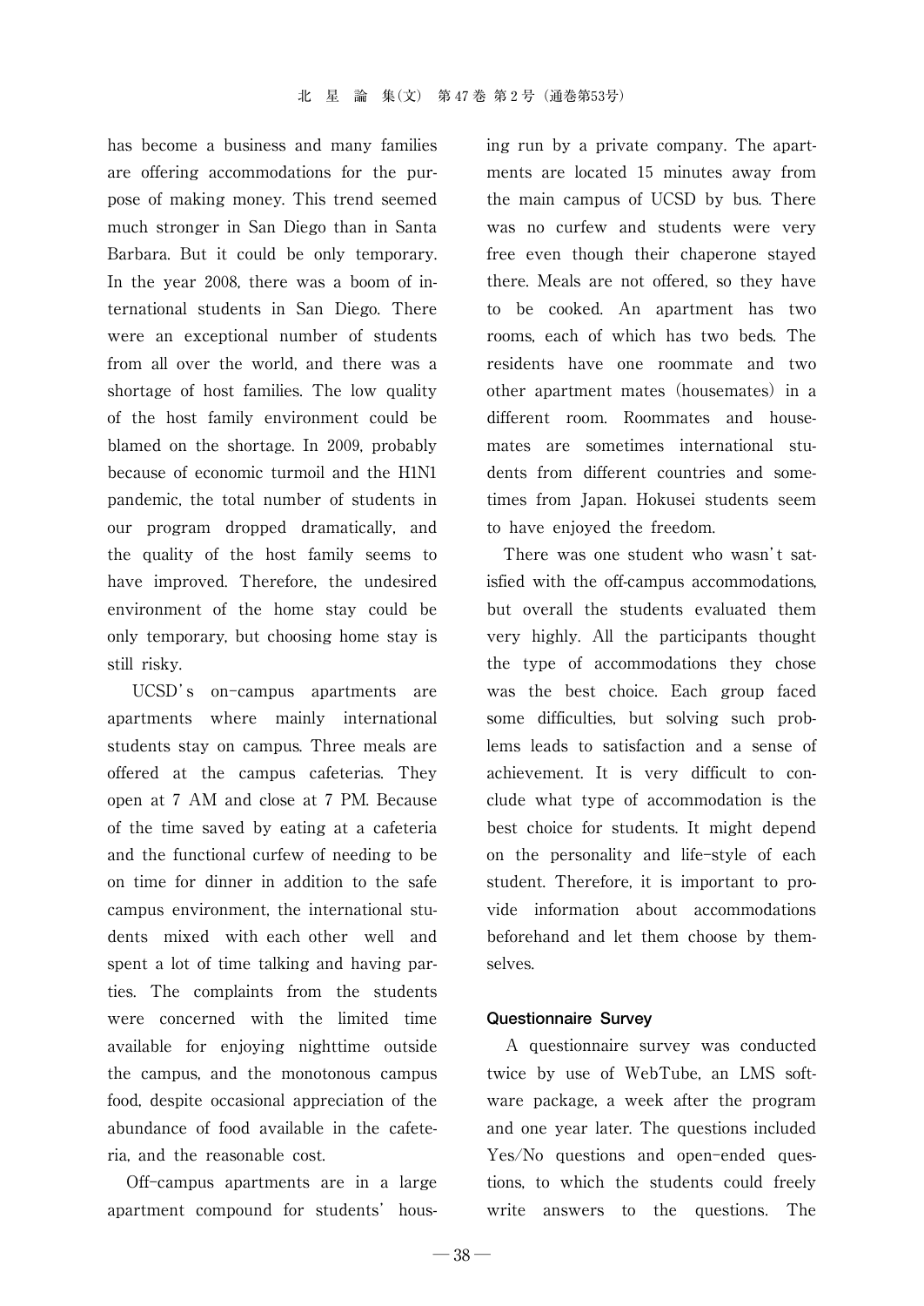has become a business and many families are offering accommodations for the purpose of making money. This trend seemed much stronger in San Diego than in Santa Barbara. But it could be only temporary. In the year 2008, there was a boom of international students in San Diego. There were an exceptional number of students from all over the world, and there was a shortage of host families. The low quality of the host family environment could be blamed on the shortage. In 2009, probably because of economic turmoil and the H1N1 pandemic, the total number of students in our program dropped dramatically, and the quality of the host family seems to have improved. Therefore, the undesired environment of the home stay could be only temporary, but choosing home stay is still risky.

UCSD's on-campus apartments are apartments where mainly international students stay on campus. Three meals are offered at the campus cafeterias. They open at 7 AM and close at 7 PM. Because of the time saved by eating at a cafeteria and the functional curfew of needing to be on time for dinner in addition to the safe campus environment, the international students mixed with each other well and spent a lot of time talking and having parties. The complaints from the students were concerned with the limited time available for enjoying nighttime outside the campus, and the monotonous campus food, despite occasional appreciation of the abundance of food available in the cafeteria, and the reasonable cost.

Off-campus apartments are in a large apartment compound for students' housing run by a private company. The apartments are located 15 minutes away from the main campus of UCSD by bus. There was no curfew and students were very free even though their chaperone stayed there. Meals are not offered, so they have to be cooked. An apartment has two rooms, each of which has two beds. The residents have one roommate and two other apartment mates (housemates) in a different room. Roommates and housemates are sometimes international students from different countries and sometimes from Japan. Hokusei students seem to have enjoyed the freedom.

There was one student who wasn't satisfied with the off-campus accommodations, but overall the students evaluated them very highly. All the participants thought the type of accommodations they chose was the best choice. Each group faced some difficulties, but solving such problems leads to satisfaction and a sense of achievement. It is very difficult to conclude what type of accommodation is the best choice for students. It might depend on the personality and life-style of each student. Therefore, it is important to provide information about accommodations beforehand and let them choose by themselves.

## Questionnaire Survey

A questionnaire survey was conducted twice by use of WebTube, an LMS software package, a week after the program and one year later. The questions included Yes/No questions and open-ended questions, to which the students could freely write answers to the questions. The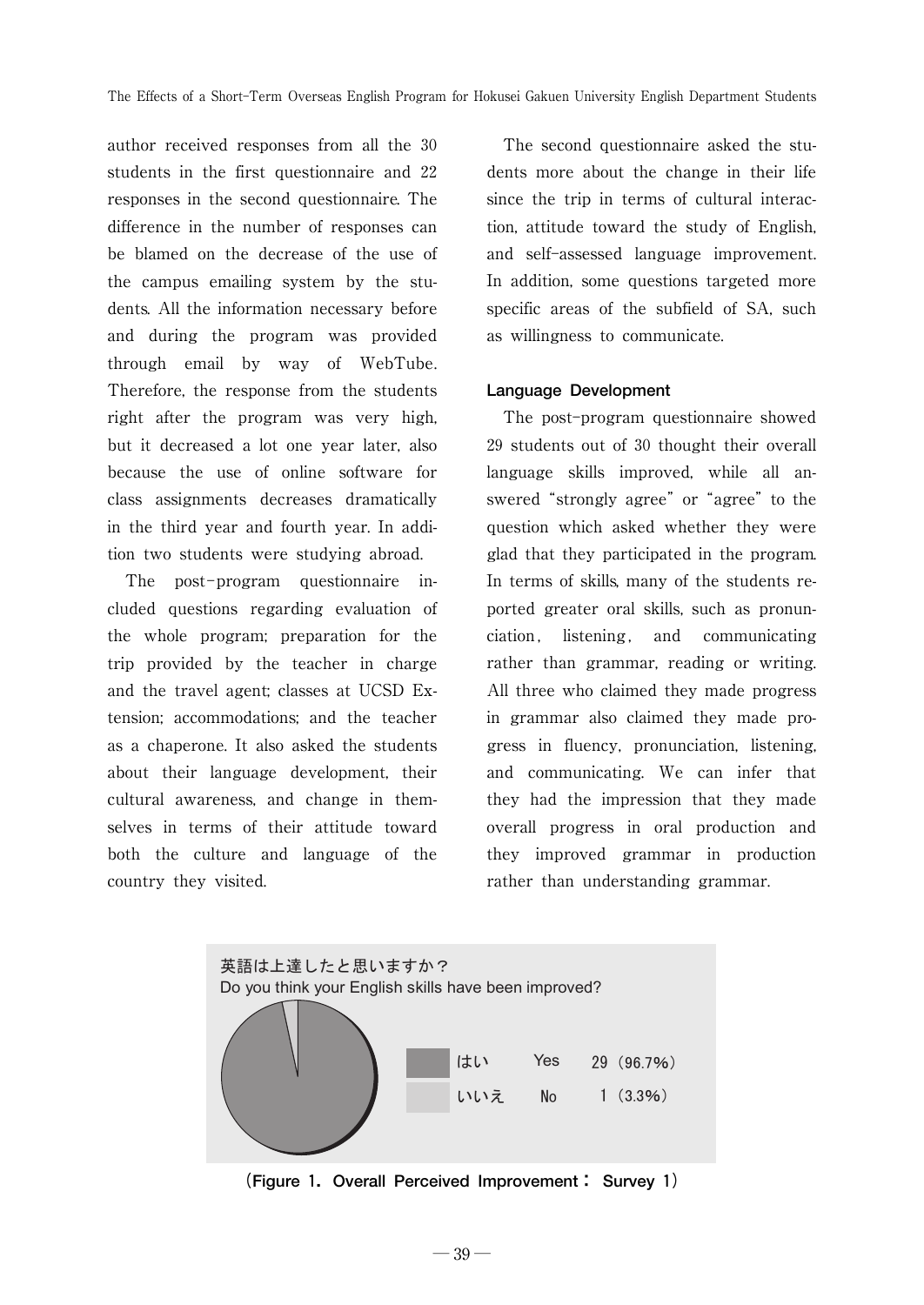author received responses from all the 30 students in the first questionnaire and 22 responses in the second questionnaire. The difference in the number of responses can be blamed on the decrease of the use of the campus emailing system by the students. All the information necessary before and during the program was provided through email by way of WebTube. Therefore, the response from the students right after the program was very high, but it decreased a lot one year later, also because the use of online software for class assignments decreases dramatically in the third year and fourth year. In addition two students were studying abroad.

The post-program questionnaire included questions regarding evaluation of the whole program; preparation for the trip provided by the teacher in charge and the travel agent; classes at UCSD Extension; accommodations; and the teacher as a chaperone. It also asked the students about their language development, their cultural awareness, and change in themselves in terms of their attitude toward both the culture and language of the country they visited.

The second questionnaire asked the students more about the change in their life since the trip in terms of cultural interaction, attitude toward the study of English, and self-assessed language improvement. In addition, some questions targeted more specific areas of the subfield of SA, such as willingness to communicate.

### Language Development

The post-program questionnaire showed 29 students out of 30 thought their overall language skills improved, while all answered "strongly agree" or "agree" to the question which asked whether they were glad that they participated in the program. In terms of skills, many of the students reported greater oral skills, such as pronunciation, listening, and communicating rather than grammar, reading or writing. All three who claimed they made progress in grammar also claimed they made progress in fluency, pronunciation, listening, and communicating. We can infer that they had the impression that they made overall progress in oral production and they improved grammar in production rather than understanding grammar.

英語は上達したと思いますか？
Do you think your English skills have been improved?

| | | |
|---|---|---|
| はい | Yes | 29（96.7%） |
| いいえ | No | 1（3.3%） |

(Figure 1. Overall Perceived Improvement： Survey 1)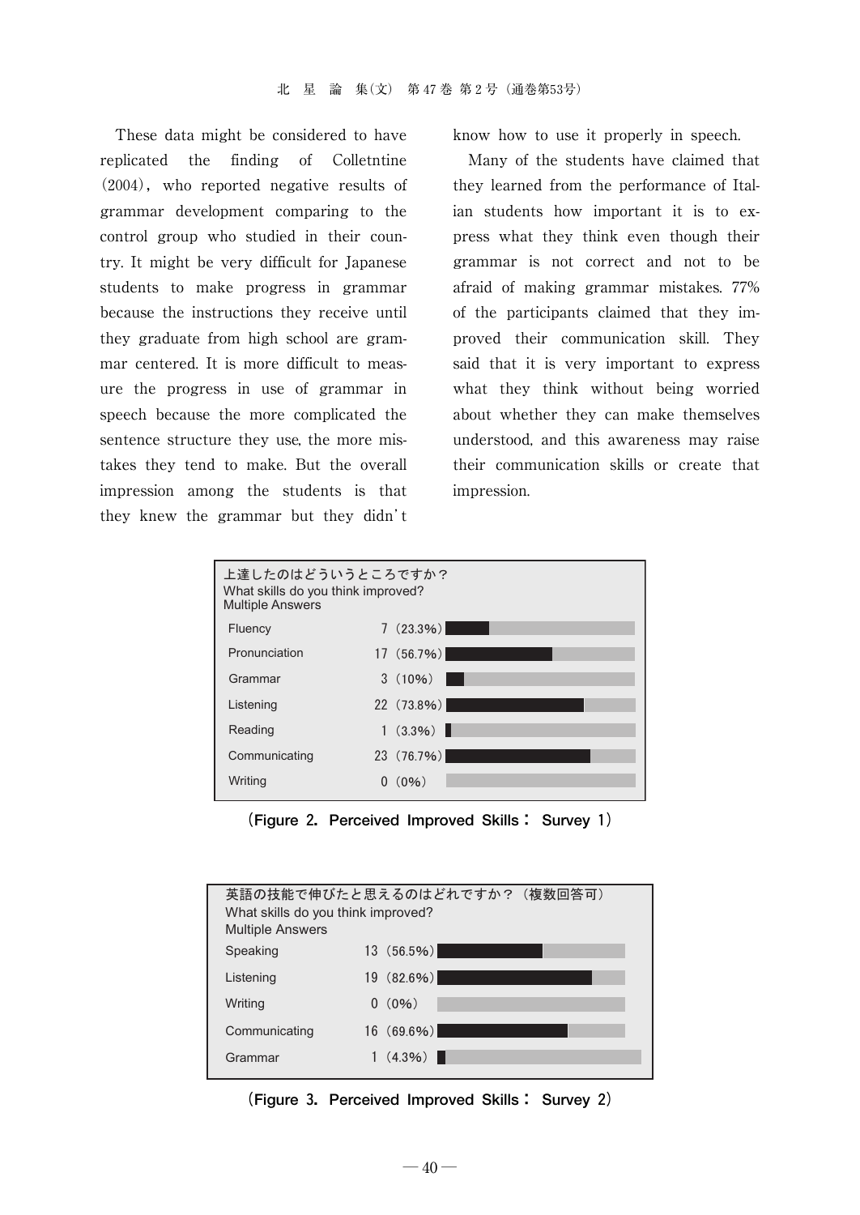These data might be considered to have replicated the finding of Colletntine (2004), who reported negative results of grammar development comparing to the control group who studied in their country. It might be very difficult for Japanese students to make progress in grammar because the instructions they receive until they graduate from high school are grammar centered. It is more difficult to measure the progress in use of grammar in speech because the more complicated the sentence structure they use, the more mistakes they tend to make. But the overall impression among the students is that they knew the grammar but they didn't know how to use it properly in speech.

Many of the students have claimed that they learned from the performance of Italian students how important it is to express what they think even though their grammar is not correct and not to be afraid of making grammar mistakes. 77% of the participants claimed that they improved their communication skill. They said that it is very important to express what they think without being worried about whether they can make themselves understood, and this awareness may raise their communication skills or create that impression.

上達したのはどういうところですか？
What skills do you think improved?
Multiple Answers

| Skill | Responses |
|---|---|
| Fluency | 7 (23.3%) |
| Pronunciation | 17 (56.7%) |
| Grammar | 3 (10%) |
| Listening | 22 (73.8%) |
| Reading | 1 (3.3%) |
| Communicating | 23 (76.7%) |
| Writing | 0 (0%) |

(Figure 2. Perceived Improved Skills： Survey 1)

英語の技能で伸びたと思えるのはどれですか？（複数回答可）
What skills do you think improved?
Multiple Answers

| Skill | Responses |
|---|---|
| Speaking | 13 (56.5%) |
| Listening | 19 (82.6%) |
| Writing | 0 (0%) |
| Communicating | 16 (69.6%) |
| Grammar | 1 (4.3%) |

(Figure 3. Perceived Improved Skills： Survey 2)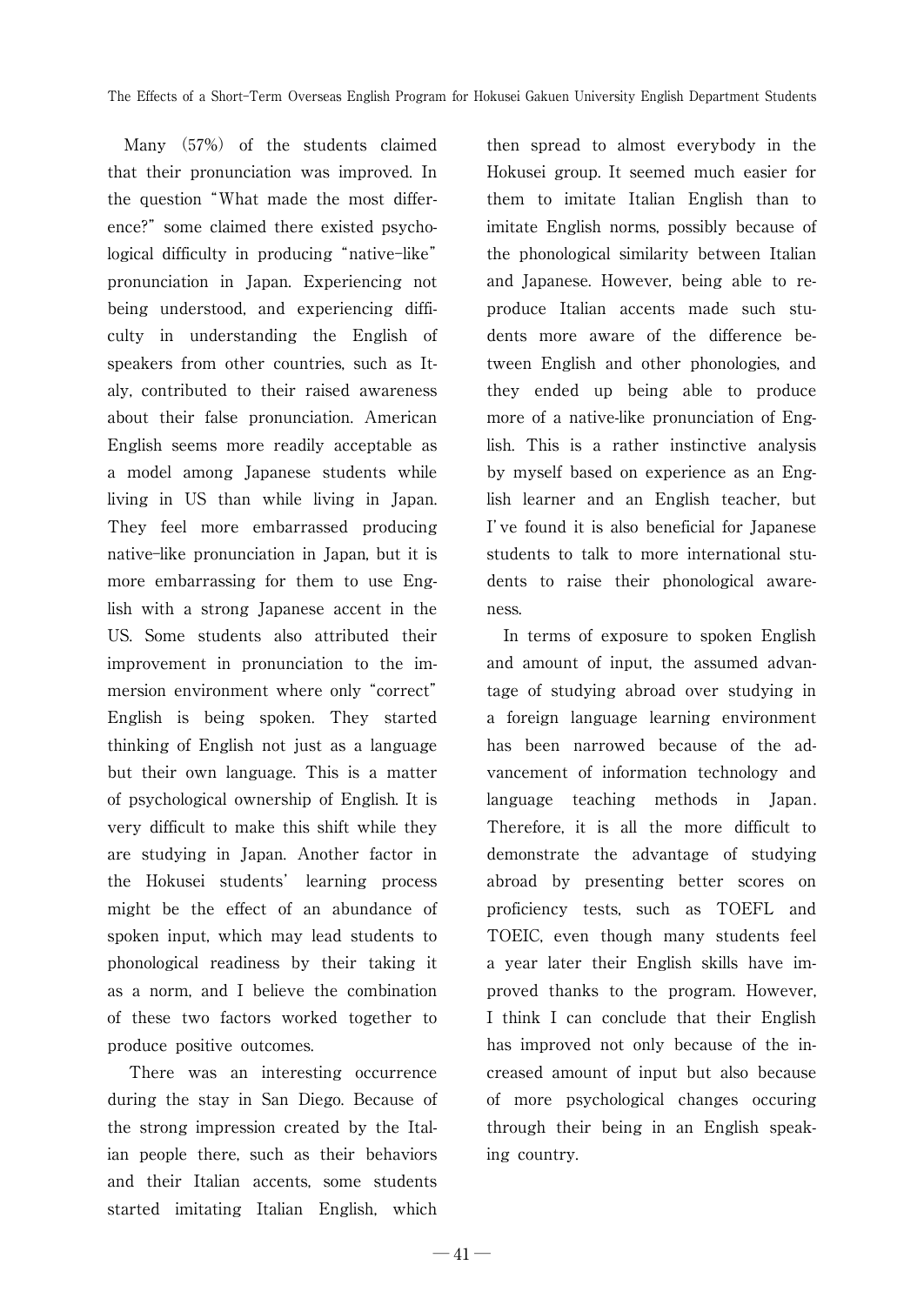Many (57%) of the students claimed that their pronunciation was improved. In the question "What made the most difference?" some claimed there existed psychological difficulty in producing "native-like" pronunciation in Japan. Experiencing not being understood, and experiencing difficulty in understanding the English of speakers from other countries, such as Italy, contributed to their raised awareness about their false pronunciation. American English seems more readily acceptable as a model among Japanese students while living in US than while living in Japan. They feel more embarrassed producing native-like pronunciation in Japan, but it is more embarrassing for them to use English with a strong Japanese accent in the US. Some students also attributed their improvement in pronunciation to the immersion environment where only "correct" English is being spoken. They started thinking of English not just as a language but their own language. This is a matter of psychological ownership of English. It is very difficult to make this shift while they are studying in Japan. Another factor in the Hokusei students' learning process might be the effect of an abundance of spoken input, which may lead students to phonological readiness by their taking it as a norm, and I believe the combination of these two factors worked together to produce positive outcomes.

There was an interesting occurrence during the stay in San Diego. Because of the strong impression created by the Italian people there, such as their behaviors and their Italian accents, some students started imitating Italian English, which then spread to almost everybody in the Hokusei group. It seemed much easier for them to imitate Italian English than to imitate English norms, possibly because of the phonological similarity between Italian and Japanese. However, being able to reproduce Italian accents made such students more aware of the difference between English and other phonologies, and they ended up being able to produce more of a native-like pronunciation of English. This is a rather instinctive analysis by myself based on experience as an English learner and an English teacher, but I've found it is also beneficial for Japanese students to talk to more international students to raise their phonological awareness.

In terms of exposure to spoken English and amount of input, the assumed advantage of studying abroad over studying in a foreign language learning environment has been narrowed because of the advancement of information technology and language teaching methods in Japan. Therefore, it is all the more difficult to demonstrate the advantage of studying abroad by presenting better scores on proficiency tests, such as TOEFL and TOEIC, even though many students feel a year later their English skills have improved thanks to the program. However, I think I can conclude that their English has improved not only because of the increased amount of input but also because of more psychological changes occuring through their being in an English speaking country.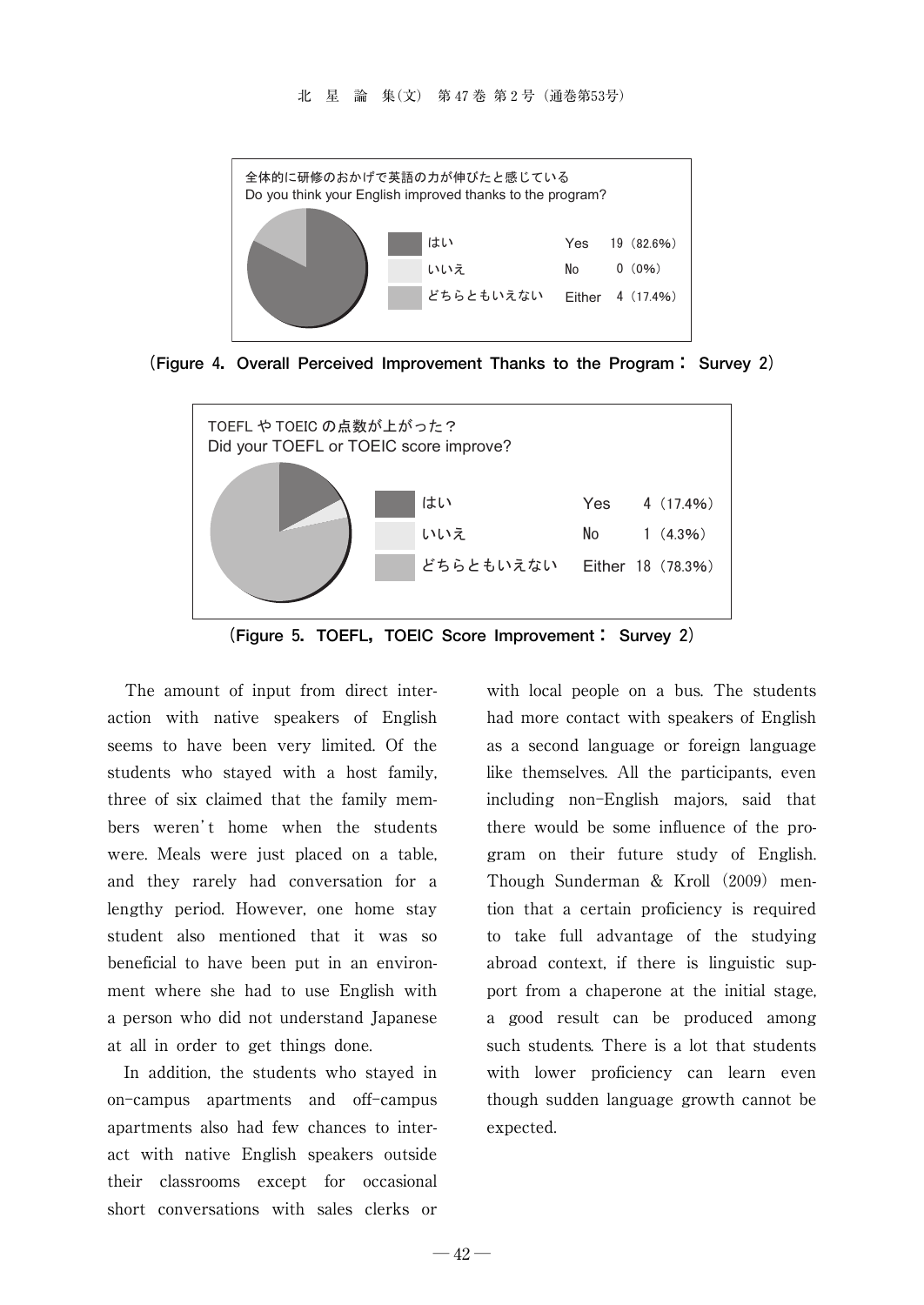全体的に研修のおかげで英語の力が伸びたと感じている
Do you think your English improved thanks to the program?

| | | |
|---|---|---|
| はい | Yes | 19（82.6%） |
| いいえ | No | 0（0%） |
| どちらともいえない | Either | 4（17.4%） |

（Figure 4. Overall Perceived Improvement Thanks to the Program： Survey 2）

TOEFL や TOEIC の点数が上がった？
Did your TOEFL or TOEIC score improve?

| | | |
|---|---|---|
| はい | Yes | 4（17.4%） |
| いいえ | No | 1（4.3%） |
| どちらともいえない | Either | 18（78.3%） |

（Figure 5. TOEFL, TOEIC Score Improvement： Survey 2）

The amount of input from direct interaction with native speakers of English seems to have been very limited. Of the students who stayed with a host family, three of six claimed that the family members weren't home when the students were. Meals were just placed on a table, and they rarely had conversation for a lengthy period. However, one home stay student also mentioned that it was so beneficial to have been put in an environment where she had to use English with a person who did not understand Japanese at all in order to get things done.

In addition, the students who stayed in on-campus apartments and off-campus apartments also had few chances to interact with native English speakers outside their classrooms except for occasional short conversations with sales clerks or with local people on a bus. The students had more contact with speakers of English as a second language or foreign language like themselves. All the participants, even including non-English majors, said that there would be some influence of the program on their future study of English. Though Sunderman & Kroll (2009) mention that a certain proficiency is required to take full advantage of the studying abroad context, if there is linguistic support from a chaperone at the initial stage, a good result can be produced among such students. There is a lot that students with lower proficiency can learn even though sudden language growth cannot be expected.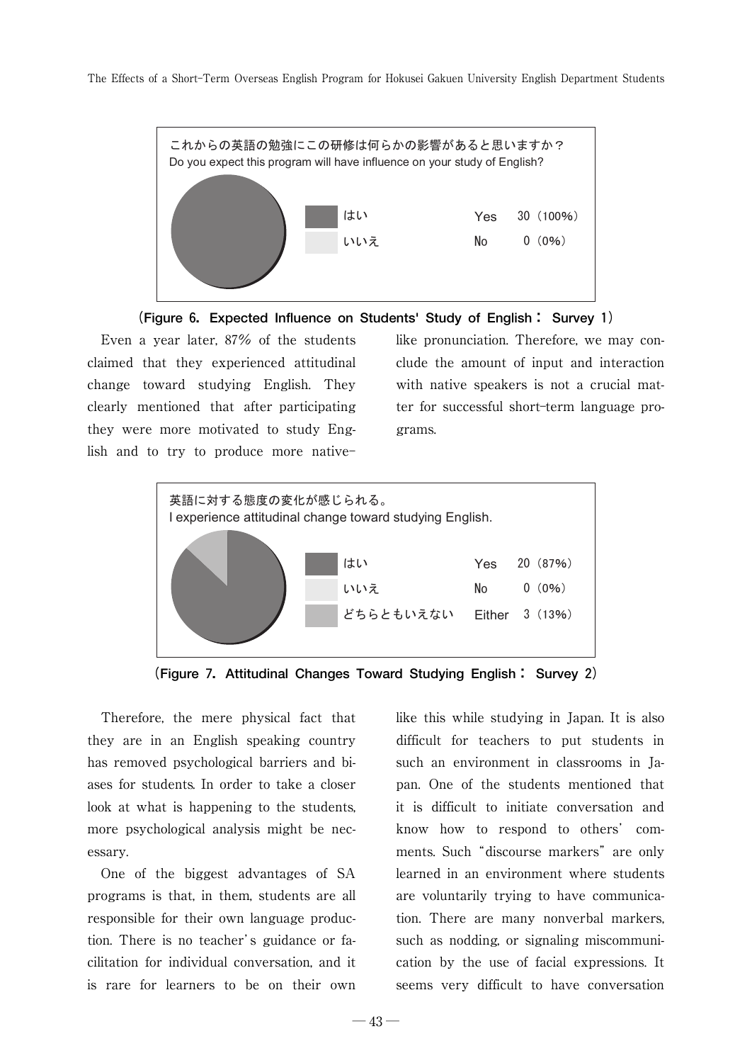**これからの英語の勉強にこの研修は何らかの影響があると思いますか？**
Do you expect this program will have influence on your study of English?

| | | |
|---|---|---|
| はい | Yes | 30（100%） |
| いいえ | No | 0（0%） |

（Figure 6. Expected Influence on Students' Study of English： Survey 1）

Even a year later, 87% of the students claimed that they experienced attitudinal change toward studying English. They clearly mentioned that after participating they were more motivated to study English and to try to produce more native-like pronunciation. Therefore, we may conclude the amount of input and interaction with native speakers is not a crucial matter for successful short-term language programs.

**英語に対する態度の変化が感じられる。**
I experience attitudinal change toward studying English.

| | | |
|---|---|---|
| はい | Yes | 20（87%） |
| いいえ | No | 0（0%） |
| どちらともいえない | Either | 3（13%） |

（Figure 7. Attitudinal Changes Toward Studying English： Survey 2）

Therefore, the mere physical fact that they are in an English speaking country has removed psychological barriers and biases for students. In order to take a closer look at what is happening to the students, more psychological analysis might be necessary.

One of the biggest advantages of SA programs is that, in them, students are all responsible for their own language production. There is no teacher's guidance or facilitation for individual conversation, and it is rare for learners to be on their own like this while studying in Japan. It is also difficult for teachers to put students in such an environment in classrooms in Japan. One of the students mentioned that it is difficult to initiate conversation and know how to respond to others' comments. Such "discourse markers" are only learned in an environment where students are voluntarily trying to have communication. There are many nonverbal markers, such as nodding, or signaling miscommunication by the use of facial expressions. It seems very difficult to have conversation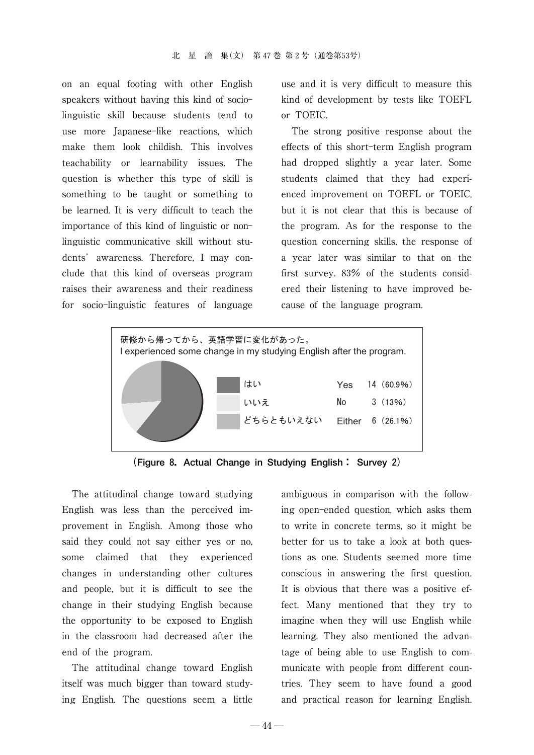on an equal footing with other English speakers without having this kind of socio-linguistic skill because students tend to use more Japanese-like reactions, which make them look childish. This involves teachability or learnability issues. The question is whether this type of skill is something to be taught or something to be learned. It is very difficult to teach the importance of this kind of linguistic or non-linguistic communicative skill without students' awareness. Therefore, I may conclude that this kind of overseas program raises their awareness and their readiness for socio-linguistic features of language use and it is very difficult to measure this kind of development by tests like TOEFL or TOEIC.

The strong positive response about the effects of this short-term English program had dropped slightly a year later. Some students claimed that they had experienced improvement on TOEFL or TOEIC, but it is not clear that this is because of the program. As for the response to the question concerning skills, the response of a year later was similar to that on the first survey. 83% of the students considered their listening to have improved because of the language program.

研修から帰ってから、英語学習に変化があった。
I experienced some change in my studying English after the program.

| | | |
|---|---|---|
| はい | Yes | 14 (60.9%) |
| いいえ | No | 3 (13%) |
| どちらともいえない | Either | 6 (26.1%) |

(Figure 8. Actual Change in Studying English： Survey 2)

The attitudinal change toward studying English was less than the perceived improvement in English. Among those who said they could not say either yes or no, some claimed that they experienced changes in understanding other cultures and people, but it is difficult to see the change in their studying English because the opportunity to be exposed to English in the classroom had decreased after the end of the program.

The attitudinal change toward English itself was much bigger than toward studying English. The questions seem a little ambiguous in comparison with the following open-ended question, which asks them to write in concrete terms, so it might be better for us to take a look at both questions as one. Students seemed more time conscious in answering the first question. It is obvious that there was a positive effect. Many mentioned that they try to imagine when they will use English while learning. They also mentioned the advantage of being able to use English to communicate with people from different countries. They seem to have found a good and practical reason for learning English.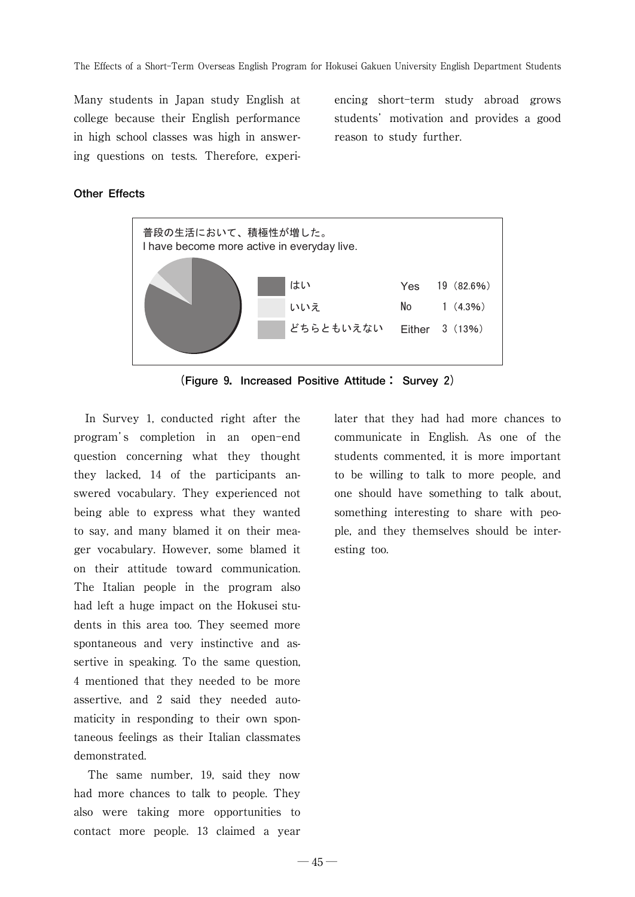Many students in Japan study English at college because their English performance in high school classes was high in answering questions on tests. Therefore, experiencing short-term study abroad grows students' motivation and provides a good reason to study further.

**Other Effects**

普段の生活において、積極性が増した。
I have become more active in everyday live.

| | | | |
|---|---|---|---|
| はい | Yes | 19（82.6%） |
| いいえ | No | 1（4.3%） |
| どちらともいえない | Either | 3（13%） |

（Figure 9. Increased Positive Attitude： Survey 2）

In Survey 1, conducted right after the program's completion in an open-end question concerning what they thought they lacked, 14 of the participants answered vocabulary. They experienced not being able to express what they wanted to say, and many blamed it on their meager vocabulary. However, some blamed it on their attitude toward communication. The Italian people in the program also had left a huge impact on the Hokusei students in this area too. They seemed more spontaneous and very instinctive and assertive in speaking. To the same question, 4 mentioned that they needed to be more assertive, and 2 said they needed automaticity in responding to their own spontaneous feelings as their Italian classmates demonstrated.

The same number, 19, said they now had more chances to talk to people. They also were taking more opportunities to contact more people. 13 claimed a year later that they had had more chances to communicate in English. As one of the students commented, it is more important to be willing to talk to more people, and one should have something to talk about, something interesting to share with people, and they themselves should be interesting too.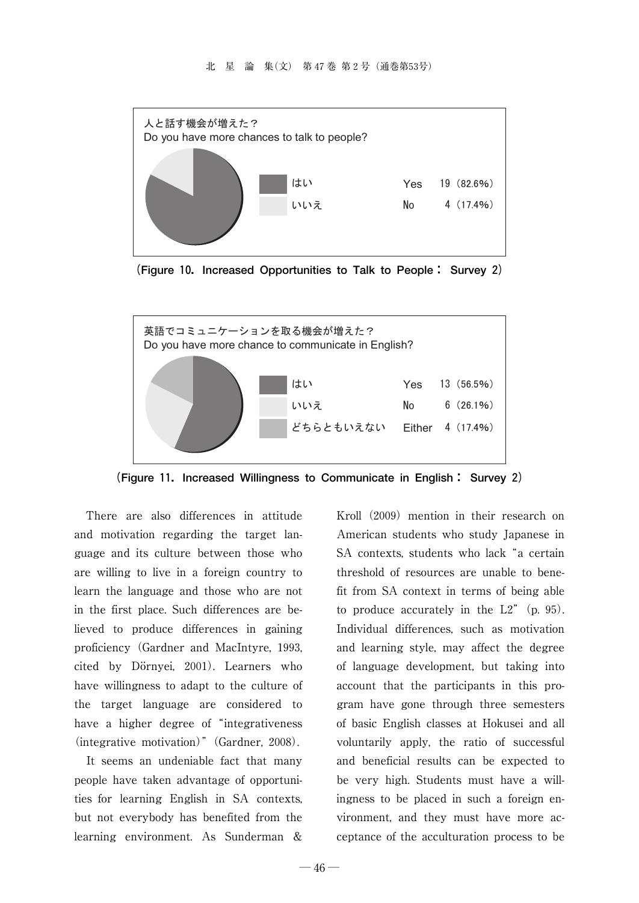人と話す機会が増えた？
Do you have more chances to talk to people?

| | | | |
|---|---|---|---|
| はい | Yes | 19 | (82.6%) |
| いいえ | No | 4 | (17.4%) |

(Figure 10. Increased Opportunities to Talk to People： Survey 2)

英語でコミュニケーションを取る機会が増えた？
Do you have more chance to communicate in English?

| | | | |
|---|---|---|---|
| はい | Yes | 13 | (56.5%) |
| いいえ | No | 6 | (26.1%) |
| どちらともいえない | Either | 4 | (17.4%) |

(Figure 11. Increased Willingness to Communicate in English： Survey 2)

There are also differences in attitude and motivation regarding the target language and its culture between those who are willing to live in a foreign country to learn the language and those who are not in the first place. Such differences are believed to produce differences in gaining proficiency (Gardner and MacIntyre, 1993, cited by Dörnyei, 2001). Learners who have willingness to adapt to the culture of the target language are considered to have a higher degree of "integrativeness (integrative motivation)" (Gardner, 2008).

It seems an undeniable fact that many people have taken advantage of opportunities for learning English in SA contexts, but not everybody has benefited from the learning environment. As Sunderman & Kroll (2009) mention in their research on American students who study Japanese in SA contexts, students who lack "a certain threshold of resources are unable to benefit from SA context in terms of being able to produce accurately in the L2" (p. 95). Individual differences, such as motivation and learning style, may affect the degree of language development, but taking into account that the participants in this program have gone through three semesters of basic English classes at Hokusei and all voluntarily apply, the ratio of successful and beneficial results can be expected to be very high. Students must have a willingness to be placed in such a foreign environment, and they must have more acceptance of the acculturation process to be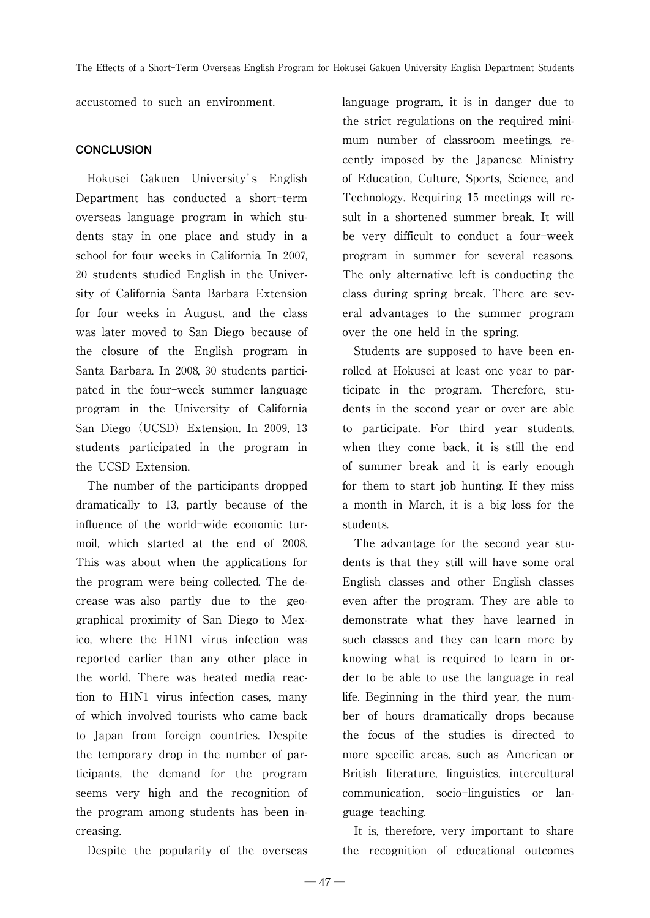accustomed to such an environment.

## CONCLUSION

Hokusei Gakuen University's English Department has conducted a short-term overseas language program in which students stay in one place and study in a school for four weeks in California. In 2007, 20 students studied English in the University of California Santa Barbara Extension for four weeks in August, and the class was later moved to San Diego because of the closure of the English program in Santa Barbara. In 2008, 30 students participated in the four-week summer language program in the University of California San Diego (UCSD) Extension. In 2009, 13 students participated in the program in the UCSD Extension.

The number of the participants dropped dramatically to 13, partly because of the influence of the world-wide economic turmoil, which started at the end of 2008. This was about when the applications for the program were being collected. The decrease was also partly due to the geographical proximity of San Diego to Mexico, where the H1N1 virus infection was reported earlier than any other place in the world. There was heated media reaction to H1N1 virus infection cases, many of which involved tourists who came back to Japan from foreign countries. Despite the temporary drop in the number of participants, the demand for the program seems very high and the recognition of the program among students has been increasing.

Despite the popularity of the overseas language program, it is in danger due to the strict regulations on the required minimum number of classroom meetings, recently imposed by the Japanese Ministry of Education, Culture, Sports, Science, and Technology. Requiring 15 meetings will result in a shortened summer break. It will be very difficult to conduct a four-week program in summer for several reasons. The only alternative left is conducting the class during spring break. There are several advantages to the summer program over the one held in the spring.

Students are supposed to have been enrolled at Hokusei at least one year to participate in the program. Therefore, students in the second year or over are able to participate. For third year students, when they come back, it is still the end of summer break and it is early enough for them to start job hunting. If they miss a month in March, it is a big loss for the students.

The advantage for the second year students is that they still will have some oral English classes and other English classes even after the program. They are able to demonstrate what they have learned in such classes and they can learn more by knowing what is required to learn in order to be able to use the language in real life. Beginning in the third year, the number of hours dramatically drops because the focus of the studies is directed to more specific areas, such as American or British literature, linguistics, intercultural communication, socio-linguistics or language teaching.

It is, therefore, very important to share the recognition of educational outcomes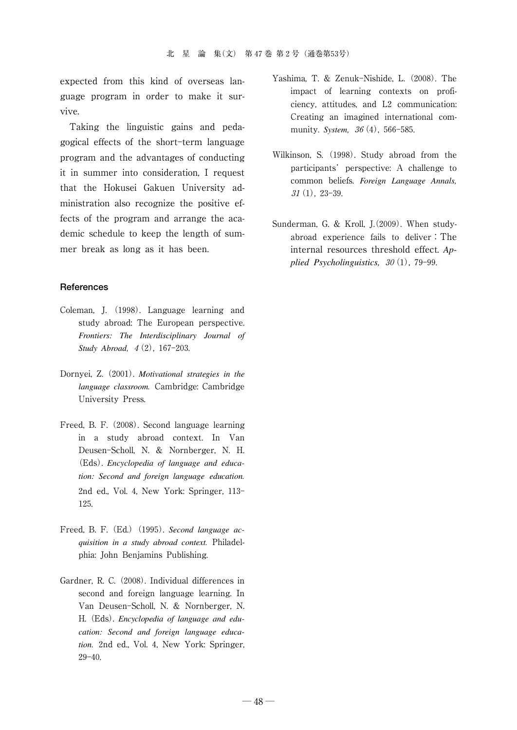expected from this kind of overseas language program in order to make it survive.

Taking the linguistic gains and pedagogical effects of the short-term language program and the advantages of conducting it in summer into consideration, I request that the Hokusei Gakuen University administration also recognize the positive effects of the program and arrange the academic schedule to keep the length of summer break as long as it has been.

## References

Coleman, J. (1998). Language learning and study abroad: The European perspective. *Frontiers: The Interdisciplinary Journal of Study Abroad, 4* (2), 167-203.

Dornyei, Z. (2001). *Motivational strategies in the language classroom.* Cambridge: Cambridge University Press.

Freed, B. F. (2008). Second language learning in a study abroad context. In Van Deusen-Scholl, N. & Nornberger, N. H. (Eds). *Encyclopedia of language and education: Second and foreign language education.* 2nd ed., Vol. 4, New York: Springer, 113-125.

Freed, B. F. (Ed.) (1995). *Second language acquisition in a study abroad context.* Philadelphia: John Benjamins Publishing.

Gardner, R. C. (2008). Individual differences in second and foreign language learning. In Van Deusen-Scholl, N. & Nornberger, N. H. (Eds). *Encyclopedia of language and education: Second and foreign language education.* 2nd ed., Vol. 4, New York: Springer, 29-40.

Yashima, T. & Zenuk-Nishide, L. (2008). The impact of learning contexts on proficiency, attitudes, and L2 communication: Creating an imagined international community. *System, 36* (4), 566-585.

Wilkinson, S. (1998). Study abroad from the participants' perspective: A challenge to common beliefs. *Foreign Language Annals, 31* (1), 23-39.

Sunderman, G. & Kroll, J.(2009). When study-abroad experience fails to deliver : The internal resources threshold effect. *Applied Psycholinguistics, 30* (1), 79-99.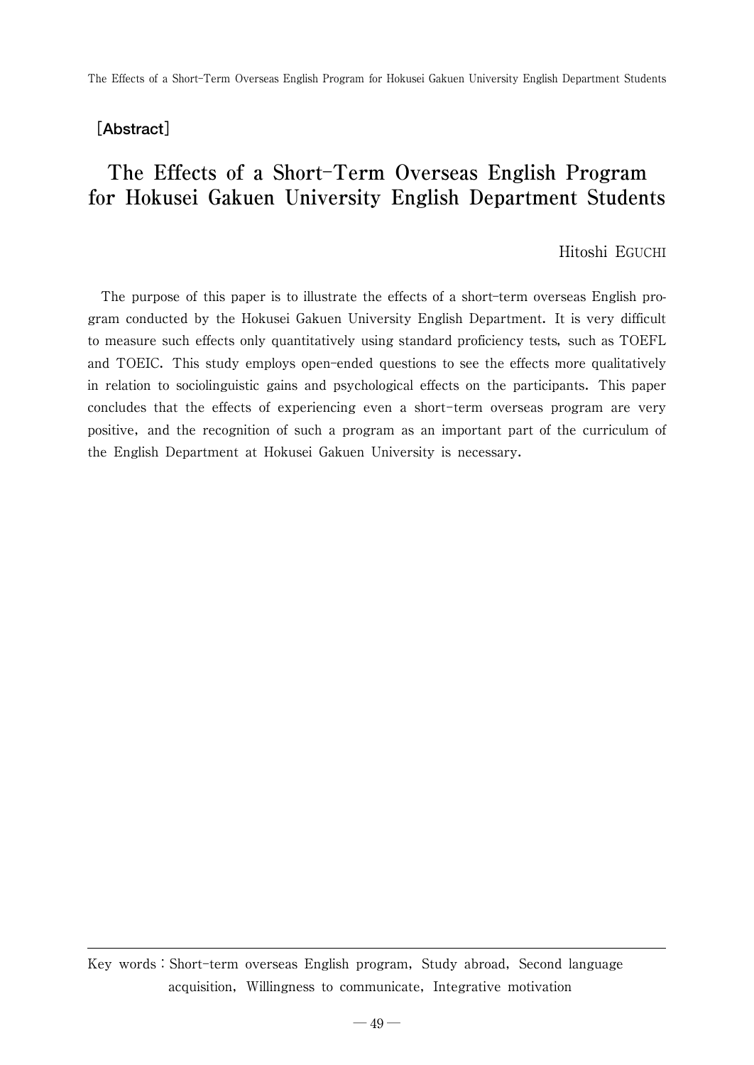**［Abstract］**

# The Effects of a Short-Term Overseas English Program for Hokusei Gakuen University English Department Students

Hitoshi EGUCHI

The purpose of this paper is to illustrate the effects of a short-term overseas English program conducted by the Hokusei Gakuen University English Department. It is very difficult to measure such effects only quantitatively using standard proficiency tests, such as TOEFL and TOEIC. This study employs open-ended questions to see the effects more qualitatively in relation to sociolinguistic gains and psychological effects on the participants. This paper concludes that the effects of experiencing even a short-term overseas program are very positive, and the recognition of such a program as an important part of the curriculum of the English Department at Hokusei Gakuen University is necessary.

---

Key words：Short-term overseas English program, Study abroad, Second language acquisition, Willingness to communicate, Integrative motivation